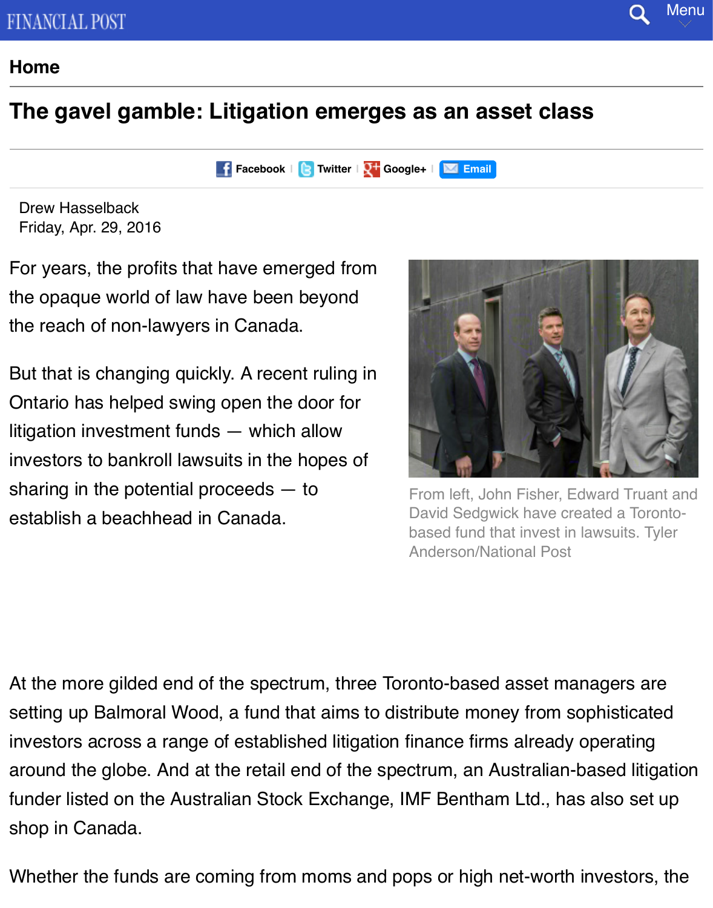FINANCIAL POST

# The gavel gamble: Litigation emerges as an asset class

Drew Hasselback
Friday, Apr. 29, 2016

For years, the profits that have emerged from the opaque world of law have been beyond the reach of non-lawyers in Canada.

But that is changing quickly. A recent ruling in Ontario has helped swing open the door for litigation investment funds — which allow investors to bankroll lawsuits in the hopes of sharing in the potential proceeds — to establish a beachhead in Canada.

From left, John Fisher, Edward Truant and David Sedgwick have created a Toronto-based fund that invest in lawsuits. Tyler Anderson/National Post

At the more gilded end of the spectrum, three Toronto-based asset managers are setting up Balmoral Wood, a fund that aims to distribute money from sophisticated investors across a range of established litigation finance firms already operating around the globe. And at the retail end of the spectrum, an Australian-based litigation funder listed on the Australian Stock Exchange, IMF Bentham Ltd., has also set up shop in Canada.

Whether the funds are coming from moms and pops or high net-worth investors, the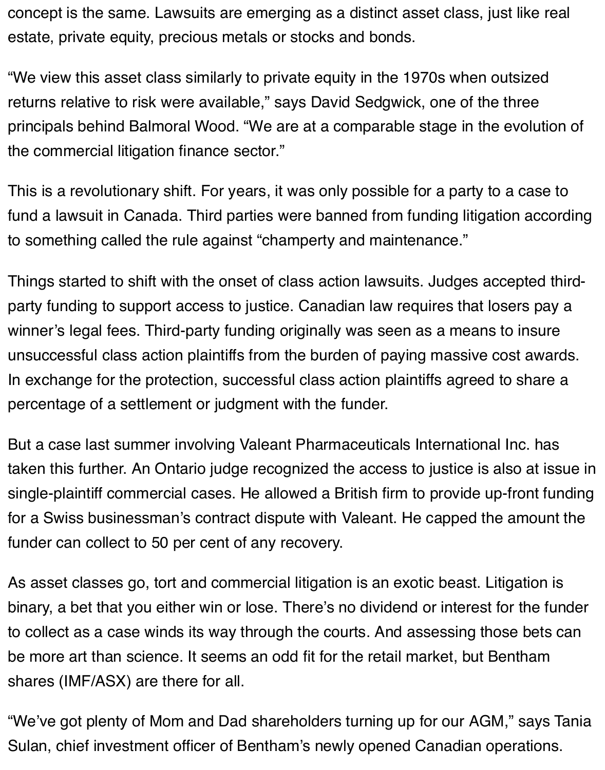concept is the same. Lawsuits are emerging as a distinct asset class, just like real estate, private equity, precious metals or stocks and bonds.

"We view this asset class similarly to private equity in the 1970s when outsized returns relative to risk were available," says David Sedgwick, one of the three principals behind Balmoral Wood. "We are at a comparable stage in the evolution of the commercial litigation finance sector."

This is a revolutionary shift. For years, it was only possible for a party to a case to fund a lawsuit in Canada. Third parties were banned from funding litigation according to something called the rule against "champerty and maintenance."

Things started to shift with the onset of class action lawsuits. Judges accepted third-party funding to support access to justice. Canadian law requires that losers pay a winner's legal fees. Third-party funding originally was seen as a means to insure unsuccessful class action plaintiffs from the burden of paying massive cost awards. In exchange for the protection, successful class action plaintiffs agreed to share a percentage of a settlement or judgment with the funder.

But a case last summer involving Valeant Pharmaceuticals International Inc. has taken this further. An Ontario judge recognized the access to justice is also at issue in single-plaintiff commercial cases. He allowed a British firm to provide up-front funding for a Swiss businessman's contract dispute with Valeant. He capped the amount the funder can collect to 50 per cent of any recovery.

As asset classes go, tort and commercial litigation is an exotic beast. Litigation is binary, a bet that you either win or lose. There's no dividend or interest for the funder to collect as a case winds its way through the courts. And assessing those bets can be more art than science. It seems an odd fit for the retail market, but Bentham shares (IMF/ASX) are there for all.

"We've got plenty of Mom and Dad shareholders turning up for our AGM," says Tania Sulan, chief investment officer of Bentham's newly opened Canadian operations.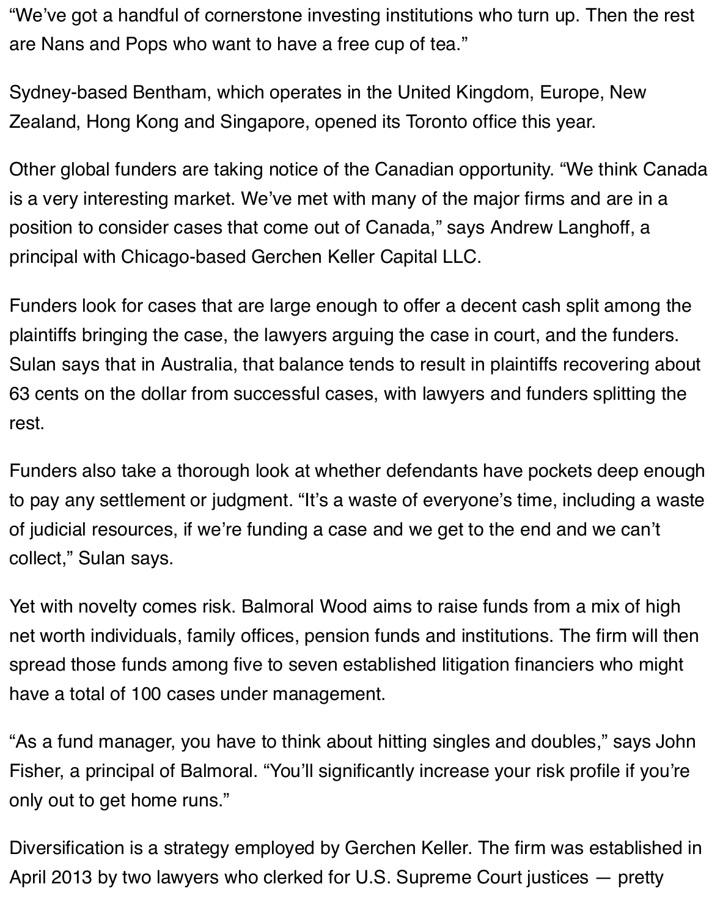"We've got a handful of cornerstone investing institutions who turn up. Then the rest are Nans and Pops who want to have a free cup of tea."

Sydney-based Bentham, which operates in the United Kingdom, Europe, New Zealand, Hong Kong and Singapore, opened its Toronto office this year.

Other global funders are taking notice of the Canadian opportunity. "We think Canada is a very interesting market. We've met with many of the major firms and are in a position to consider cases that come out of Canada," says Andrew Langhoff, a principal with Chicago-based Gerchen Keller Capital LLC.

Funders look for cases that are large enough to offer a decent cash split among the plaintiffs bringing the case, the lawyers arguing the case in court, and the funders. Sulan says that in Australia, that balance tends to result in plaintiffs recovering about 63 cents on the dollar from successful cases, with lawyers and funders splitting the rest.

Funders also take a thorough look at whether defendants have pockets deep enough to pay any settlement or judgment. "It's a waste of everyone's time, including a waste of judicial resources, if we're funding a case and we get to the end and we can't collect," Sulan says.

Yet with novelty comes risk. Balmoral Wood aims to raise funds from a mix of high net worth individuals, family offices, pension funds and institutions. The firm will then spread those funds among five to seven established litigation financiers who might have a total of 100 cases under management.

"As a fund manager, you have to think about hitting singles and doubles," says John Fisher, a principal of Balmoral. "You'll significantly increase your risk profile if you're only out to get home runs."

Diversification is a strategy employed by Gerchen Keller. The firm was established in April 2013 by two lawyers who clerked for U.S. Supreme Court justices — pretty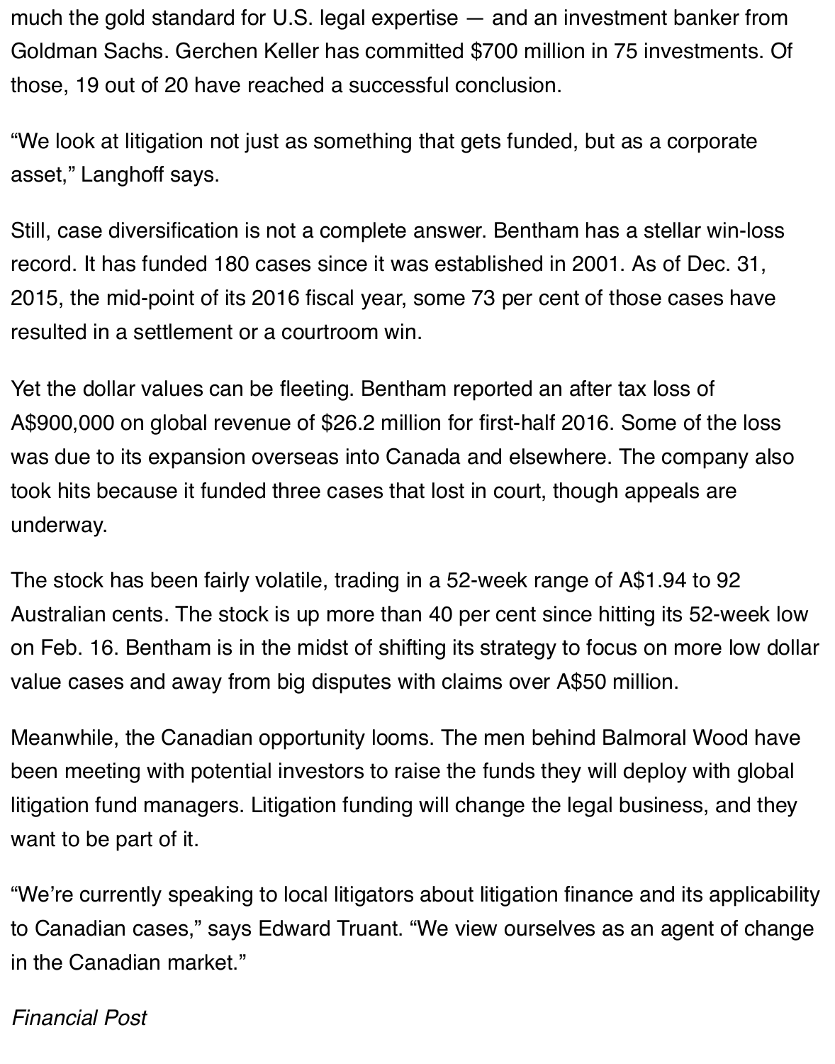much the gold standard for U.S. legal expertise — and an investment banker from Goldman Sachs. Gerchen Keller has committed $700 million in 75 investments. Of those, 19 out of 20 have reached a successful conclusion.

“We look at litigation not just as something that gets funded, but as a corporate asset,” Langhoff says.

Still, case diversification is not a complete answer. Bentham has a stellar win-loss record. It has funded 180 cases since it was established in 2001. As of Dec. 31, 2015, the mid-point of its 2016 fiscal year, some 73 per cent of those cases have resulted in a settlement or a courtroom win.

Yet the dollar values can be fleeting. Bentham reported an after tax loss of A$900,000 on global revenue of $26.2 million for first-half 2016. Some of the loss was due to its expansion overseas into Canada and elsewhere. The company also took hits because it funded three cases that lost in court, though appeals are underway.

The stock has been fairly volatile, trading in a 52-week range of A$1.94 to 92 Australian cents. The stock is up more than 40 per cent since hitting its 52-week low on Feb. 16. Bentham is in the midst of shifting its strategy to focus on more low dollar value cases and away from big disputes with claims over A$50 million.

Meanwhile, the Canadian opportunity looms. The men behind Balmoral Wood have been meeting with potential investors to raise the funds they will deploy with global litigation fund managers. Litigation funding will change the legal business, and they want to be part of it.

“We’re currently speaking to local litigators about litigation finance and its applicability to Canadian cases,” says Edward Truant. “We view ourselves as an agent of change in the Canadian market.”

*Financial Post*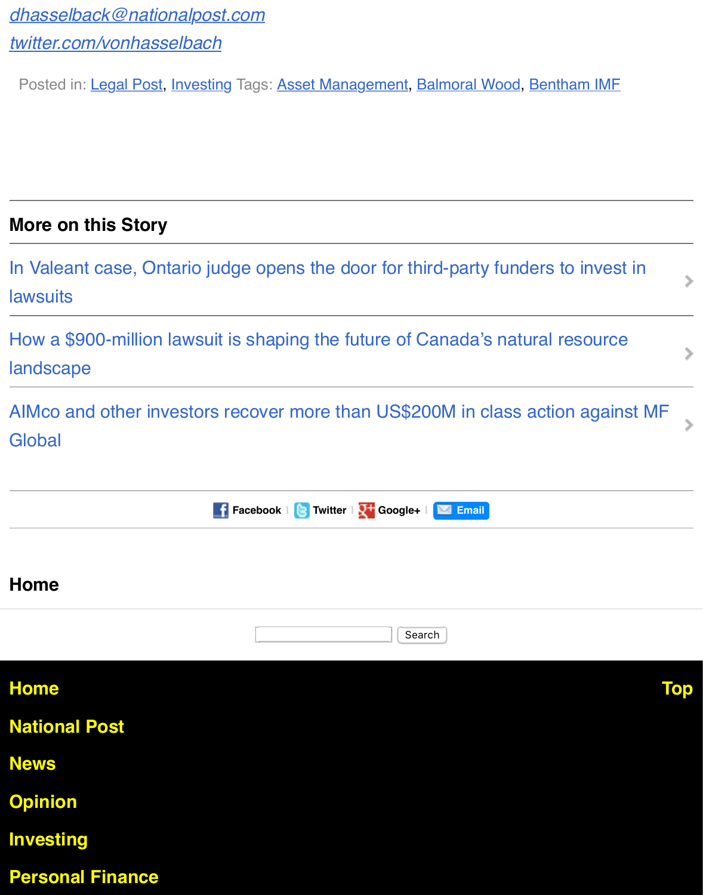dhasselback@nationalpost.com

twitter.com/vonhasselbach

Posted in: Legal Post, Investing Tags: Asset Management, Balmoral Wood, Bentham IMF

## More on this Story

In Valeant case, Ontario judge opens the door for third-party funders to invest in lawsuits

How a $900-million lawsuit is shaping the future of Canada's natural resource landscape

AIMco and other investors recover more than US$200M in class action against MF Global

Facebook | Twitter | Google+ | Email

## Home

Search

Home

Top

National Post

News

Opinion

Investing

Personal Finance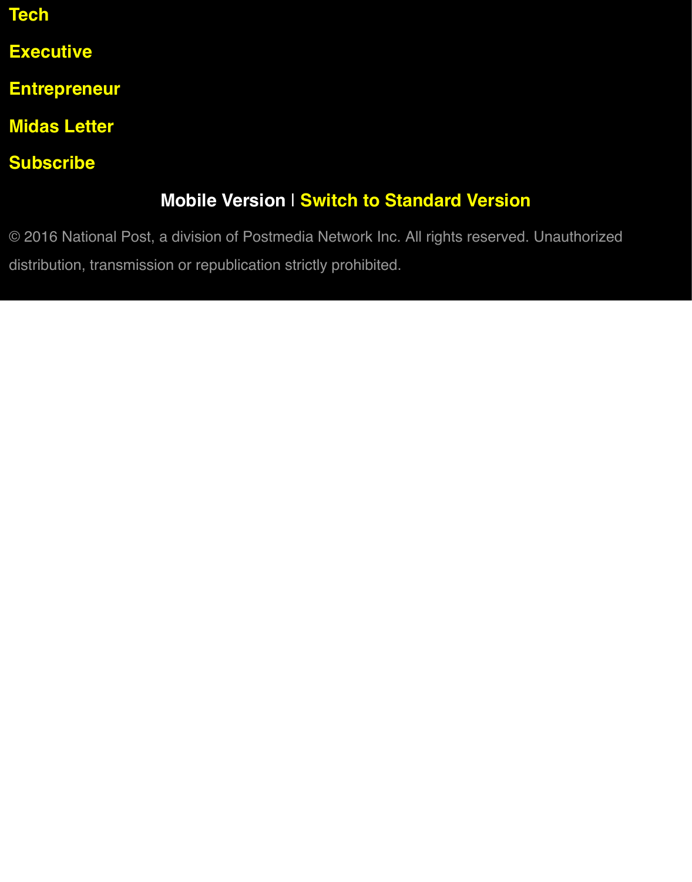**Tech**

**Executive**

**Entrepreneur**

**Midas Letter**

**Subscribe**

**Mobile Version | Switch to Standard Version**

© 2016 National Post, a division of Postmedia Network Inc. All rights reserved. Unauthorized distribution, transmission or republication strictly prohibited.